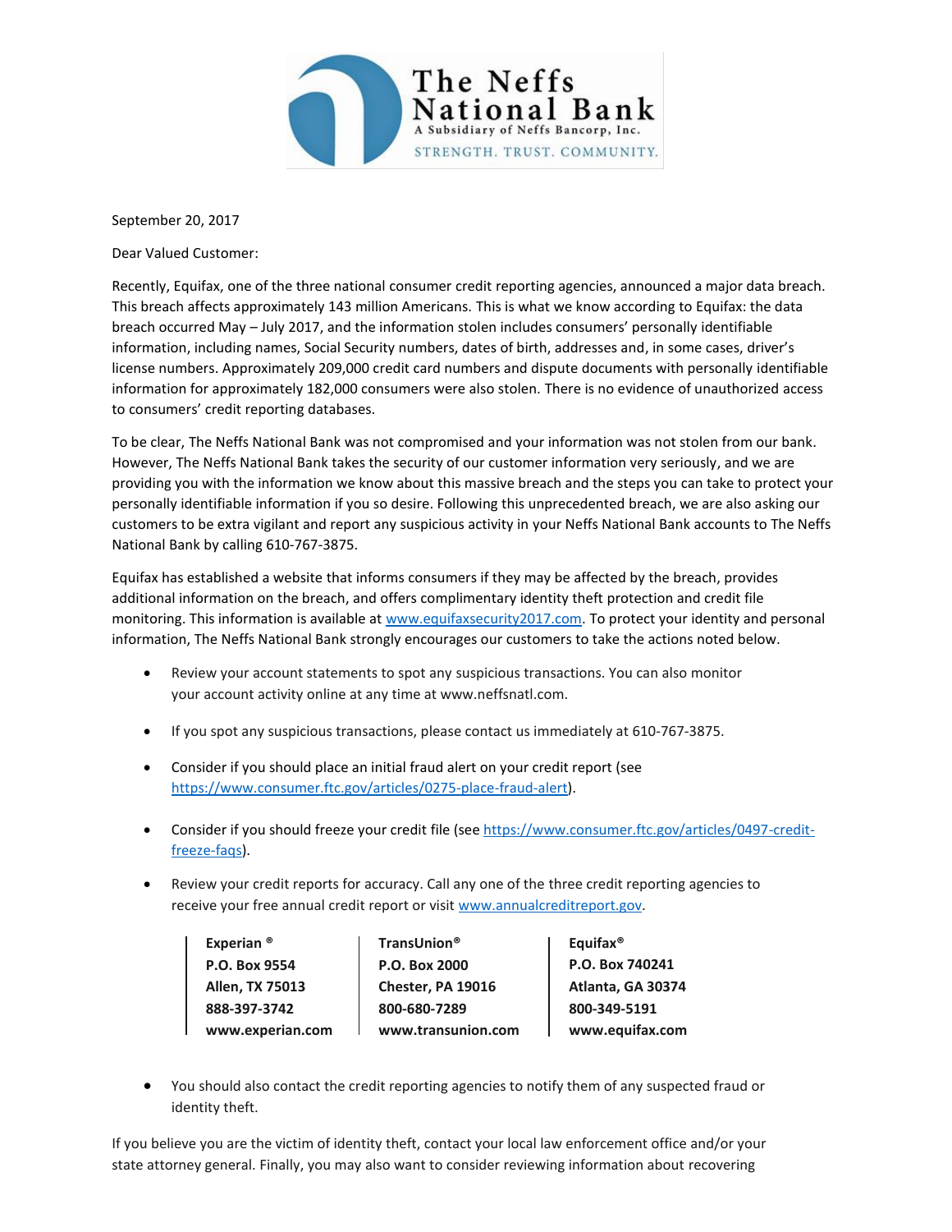**The Neffs National Bank**
A Subsidiary of Neffs Bancorp, Inc.
STRENGTH. TRUST. COMMUNITY.

September 20, 2017

Dear Valued Customer:

Recently, Equifax, one of the three national consumer credit reporting agencies, announced a major data breach. This breach affects approximately 143 million Americans. This is what we know according to Equifax: the data breach occurred May – July 2017, and the information stolen includes consumers' personally identifiable information, including names, Social Security numbers, dates of birth, addresses and, in some cases, driver's license numbers. Approximately 209,000 credit card numbers and dispute documents with personally identifiable information for approximately 182,000 consumers were also stolen. There is no evidence of unauthorized access to consumers' credit reporting databases.

To be clear, The Neffs National Bank was not compromised and your information was not stolen from our bank. However, The Neffs National Bank takes the security of our customer information very seriously, and we are providing you with the information we know about this massive breach and the steps you can take to protect your personally identifiable information if you so desire. Following this unprecedented breach, we are also asking our customers to be extra vigilant and report any suspicious activity in your Neffs National Bank accounts to The Neffs National Bank by calling 610-767-3875.

Equifax has established a website that informs consumers if they may be affected by the breach, provides additional information on the breach, and offers complimentary identity theft protection and credit file monitoring. This information is available at www.equifaxsecurity2017.com. To protect your identity and personal information, The Neffs National Bank strongly encourages our customers to take the actions noted below.

- Review your account statements to spot any suspicious transactions. You can also monitor your account activity online at any time at www.neffsnatl.com.
- If you spot any suspicious transactions, please contact us immediately at 610-767-3875.
- Consider if you should place an initial fraud alert on your credit report (see https://www.consumer.ftc.gov/articles/0275-place-fraud-alert).
- Consider if you should freeze your credit file (see https://www.consumer.ftc.gov/articles/0497-credit-freeze-faqs).
- Review your credit reports for accuracy. Call any one of the three credit reporting agencies to receive your free annual credit report or visit www.annualcreditreport.gov.

| Experian® | TransUnion® | Equifax® |
|---|---|---|
| P.O. Box 9554 | P.O. Box 2000 | P.O. Box 740241 |
| Allen, TX 75013 | Chester, PA 19016 | Atlanta, GA 30374 |
| 888-397-3742 | 800-680-7289 | 800-349-5191 |
| www.experian.com | www.transunion.com | www.equifax.com |

- You should also contact the credit reporting agencies to notify them of any suspected fraud or identity theft.

If you believe you are the victim of identity theft, contact your local law enforcement office and/or your state attorney general. Finally, you may also want to consider reviewing information about recovering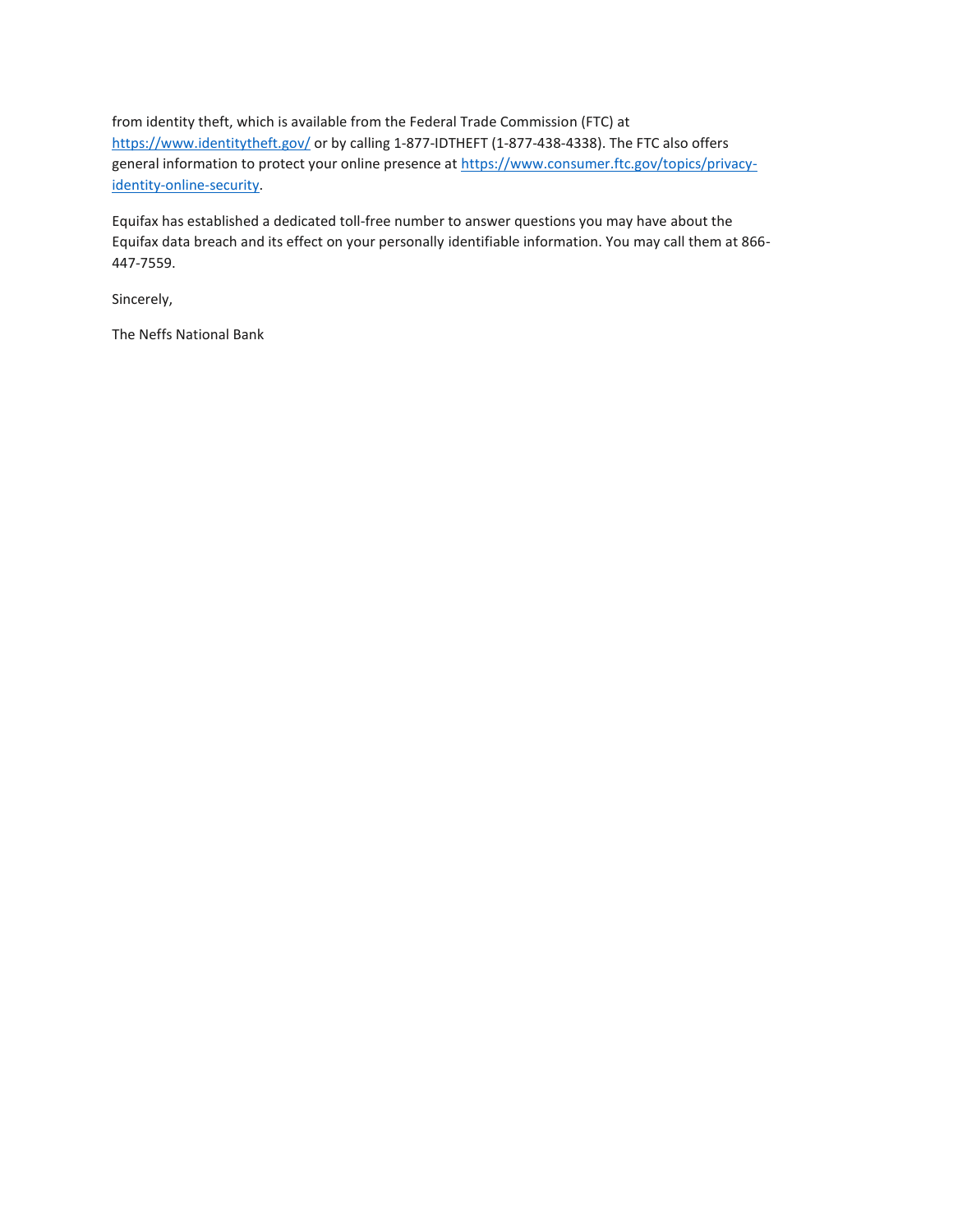from identity theft, which is available from the Federal Trade Commission (FTC) at https://www.identitytheft.gov/ or by calling 1-877-IDTHEFT (1-877-438-4338). The FTC also offers general information to protect your online presence at https://www.consumer.ftc.gov/topics/privacy-identity-online-security.

Equifax has established a dedicated toll-free number to answer questions you may have about the Equifax data breach and its effect on your personally identifiable information. You may call them at 866-447-7559.

Sincerely,

The Neffs National Bank